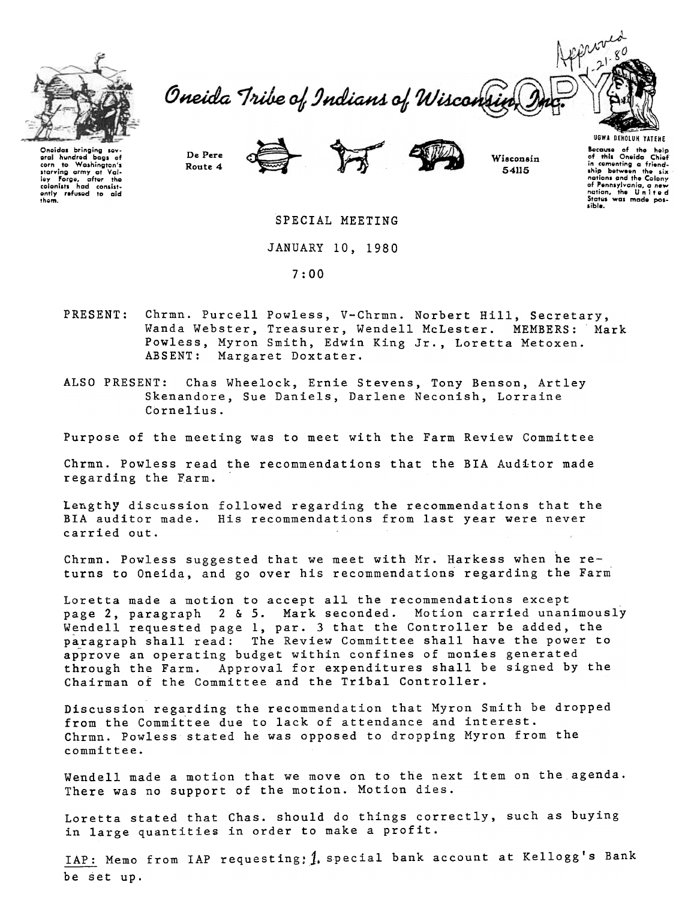Approved 1-21-80

Oneida Tribe of Indians of Wisconsin, Inc.

COPY

Oneidas bringing several hundred bags of corn to Washington's starving army at Valley Forge, after the colonists had consistently refused to aid them.

De Pere Route 4

Wisconsin 54115

UGWA DEHOLUH YATEHE

Because of the help of this Oneida Chief in cementing a friendship between the six nations and the Colony of Pennsylvania, a new nation, the United States was made possible.

SPECIAL MEETING

JANUARY 10, 1980

7:00

PRESENT: Chrmn. Purcell Powless, V-Chrmn. Norbert Hill, Secretary, Wanda Webster, Treasurer, Wendell McLester. MEMBERS: Mark Powless, Myron Smith, Edwin King Jr., Loretta Metoxen. ABSENT: Margaret Doxtater.

ALSO PRESENT: Chas Wheelock, Ernie Stevens, Tony Benson, Artley Skenandore, Sue Daniels, Darlene Neconish, Lorraine Cornelius.

Purpose of the meeting was to meet with the Farm Review Committee

Chrmn. Powless read the recommendations that the BIA Auditor made regarding the Farm.

Lengthy discussion followed regarding the recommendations that the BIA auditor made. His recommendations from last year were never carried out.

Chrmn. Powless suggested that we meet with Mr. Harkess when he returns to Oneida, and go over his recommendations regarding the Farm

Loretta made a motion to accept all the recommendations except page 2, paragraph 2 & 5. Mark seconded. Motion carried unanimously Wendell requested page 1, par. 3 that the Controller be added, the paragraph shall read: The Review Committee shall have the power to approve an operating budget within confines of monies generated through the Farm. Approval for expenditures shall be signed by the Chairman of the Committee and the Tribal Controller.

Discussion regarding the recommendation that Myron Smith be dropped from the Committee due to lack of attendance and interest. Chrmn. Powless stated he was opposed to dropping Myron from the committee.

Wendell made a motion that we move on to the next item on the agenda. There was no support of the motion. Motion dies.

Loretta stated that Chas. should do things correctly, such as buying in large quantities in order to make a profit.

IAP: Memo from IAP requesting: 1. special bank account at Kellogg's Bank be set up.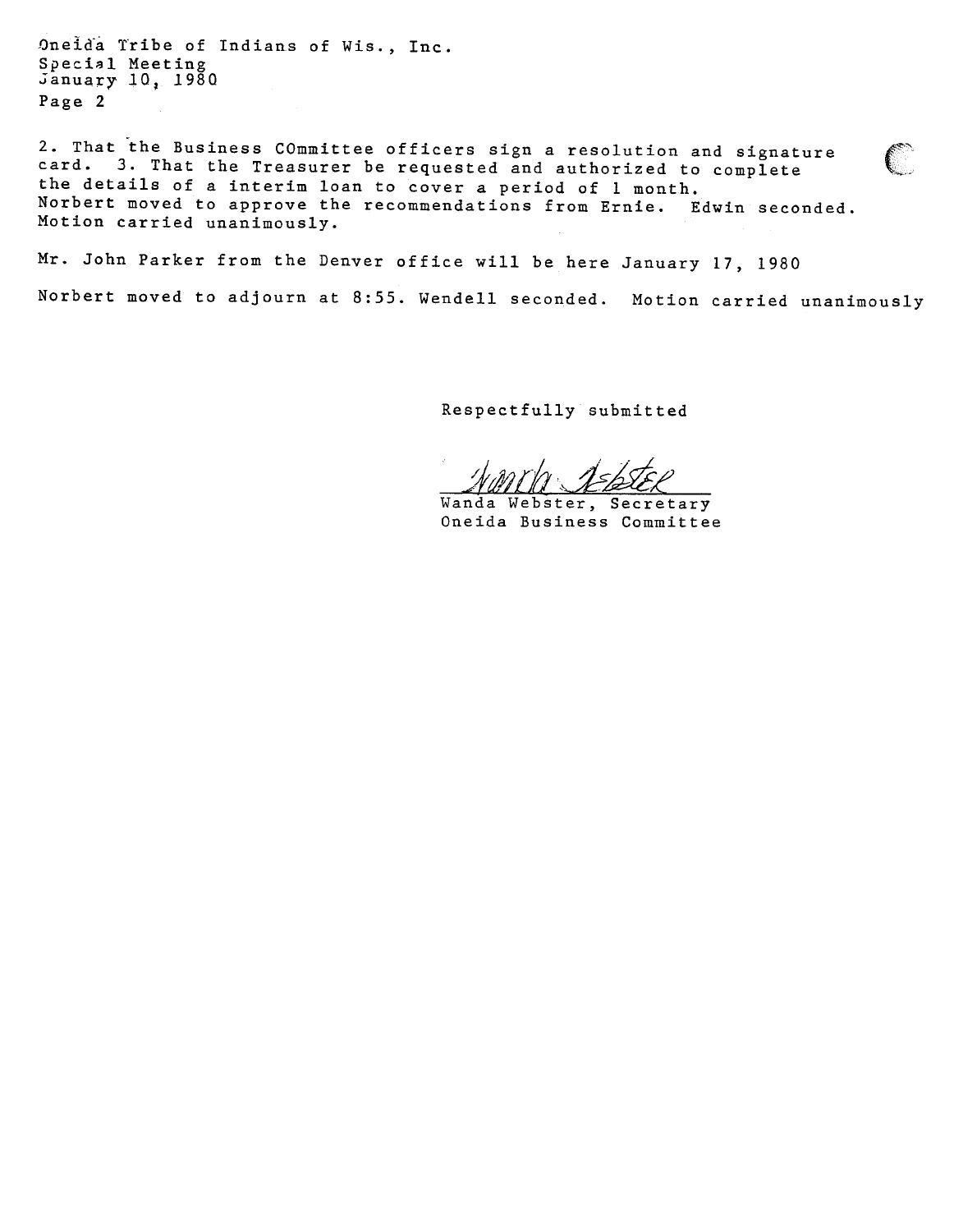2. That the Business COmmittee officers sign a resolution and signature card. 3. That the Treasurer be requested and authorized to complete the details of a interim loan to cover a period of 1 month.
Norbert moved to approve the recommendations from Ernie. Edwin seconded. Motion carried unanimously.

Mr. John Parker from the Denver office will be here January 17, 1980

Norbert moved to adjourn at 8:55. Wendell seconded. Motion carried unanimously

Respectfully submitted

Wanda Webster, Secretary
Oneida Business Committee